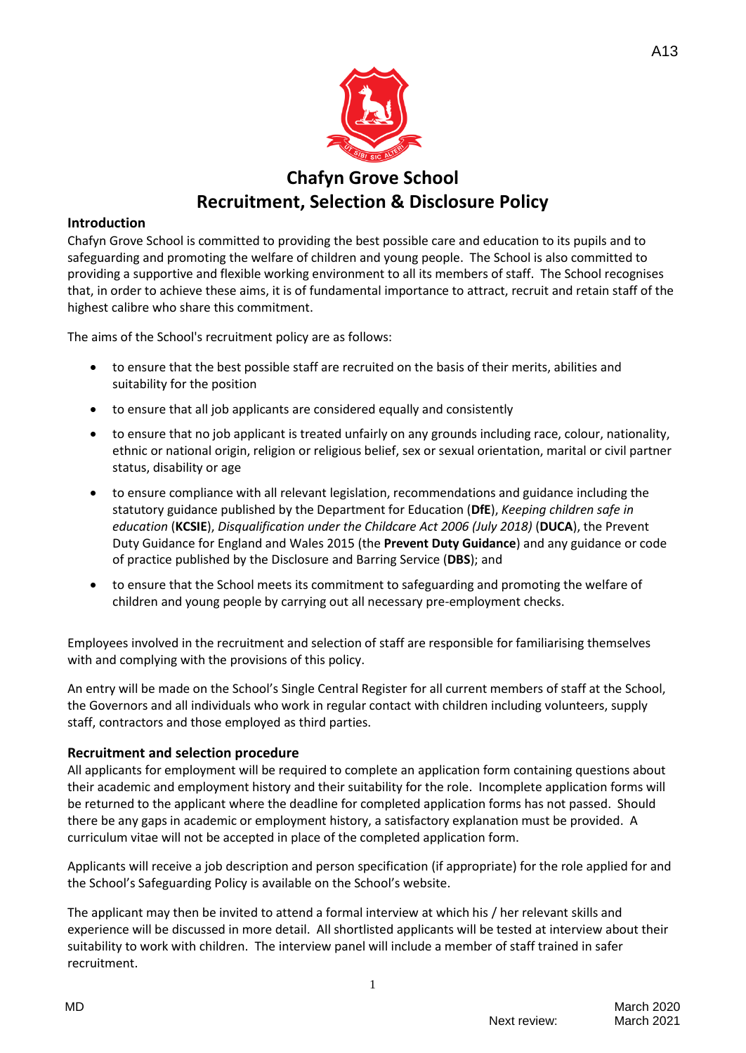# Chafyn Grove School
# Recruitment, Selection & Disclosure Policy

## Introduction

Chafyn Grove School is committed to providing the best possible care and education to its pupils and to safeguarding and promoting the welfare of children and young people. The School is also committed to providing a supportive and flexible working environment to all its members of staff. The School recognises that, in order to achieve these aims, it is of fundamental importance to attract, recruit and retain staff of the highest calibre who share this commitment.

The aims of the School's recruitment policy are as follows:

- to ensure that the best possible staff are recruited on the basis of their merits, abilities and suitability for the position
- to ensure that all job applicants are considered equally and consistently
- to ensure that no job applicant is treated unfairly on any grounds including race, colour, nationality, ethnic or national origin, religion or religious belief, sex or sexual orientation, marital or civil partner status, disability or age
- to ensure compliance with all relevant legislation, recommendations and guidance including the statutory guidance published by the Department for Education (**DfE**), *Keeping children safe in education* (**KCSIE**), *Disqualification under the Childcare Act 2006 (July 2018)* (**DUCA**), the Prevent Duty Guidance for England and Wales 2015 (the **Prevent Duty Guidance**) and any guidance or code of practice published by the Disclosure and Barring Service (**DBS**); and
- to ensure that the School meets its commitment to safeguarding and promoting the welfare of children and young people by carrying out all necessary pre-employment checks.

Employees involved in the recruitment and selection of staff are responsible for familiarising themselves with and complying with the provisions of this policy.

An entry will be made on the School's Single Central Register for all current members of staff at the School, the Governors and all individuals who work in regular contact with children including volunteers, supply staff, contractors and those employed as third parties.

## Recruitment and selection procedure

All applicants for employment will be required to complete an application form containing questions about their academic and employment history and their suitability for the role. Incomplete application forms will be returned to the applicant where the deadline for completed application forms has not passed. Should there be any gaps in academic or employment history, a satisfactory explanation must be provided. A curriculum vitae will not be accepted in place of the completed application form.

Applicants will receive a job description and person specification (if appropriate) for the role applied for and the School's Safeguarding Policy is available on the School's website.

The applicant may then be invited to attend a formal interview at which his / her relevant skills and experience will be discussed in more detail. All shortlisted applicants will be tested at interview about their suitability to work with children. The interview panel will include a member of staff trained in safer recruitment.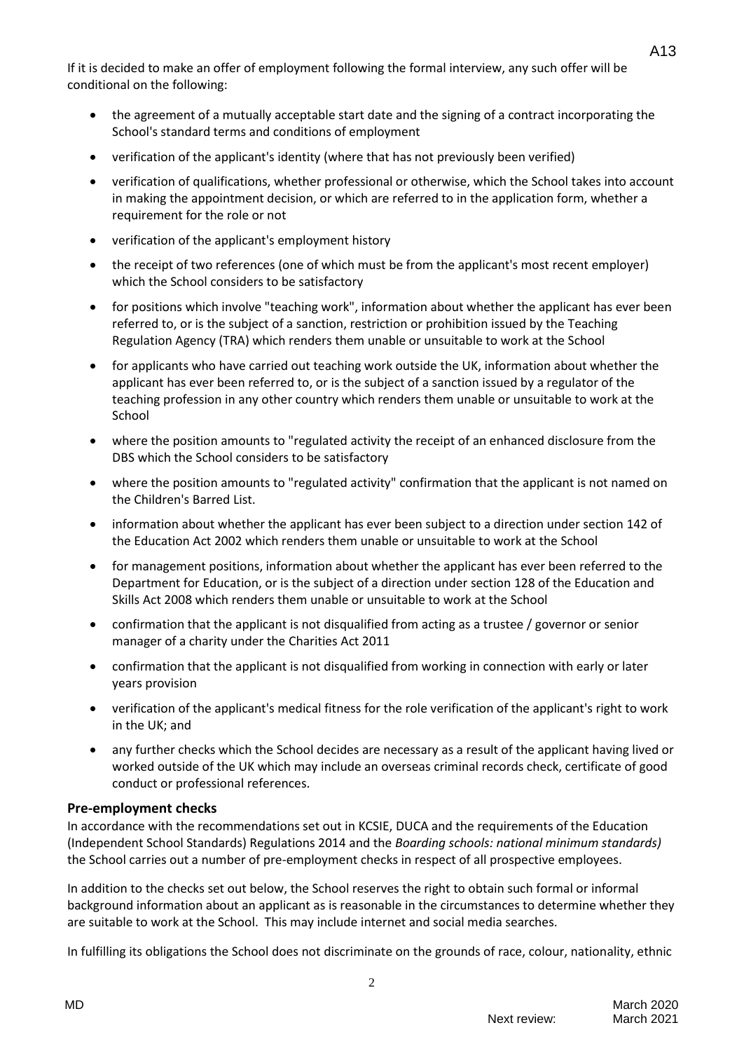If it is decided to make an offer of employment following the formal interview, any such offer will be conditional on the following:

- the agreement of a mutually acceptable start date and the signing of a contract incorporating the School's standard terms and conditions of employment
- verification of the applicant's identity (where that has not previously been verified)
- verification of qualifications, whether professional or otherwise, which the School takes into account in making the appointment decision, or which are referred to in the application form, whether a requirement for the role or not
- verification of the applicant's employment history
- the receipt of two references (one of which must be from the applicant's most recent employer) which the School considers to be satisfactory
- for positions which involve "teaching work", information about whether the applicant has ever been referred to, or is the subject of a sanction, restriction or prohibition issued by the Teaching Regulation Agency (TRA) which renders them unable or unsuitable to work at the School
- for applicants who have carried out teaching work outside the UK, information about whether the applicant has ever been referred to, or is the subject of a sanction issued by a regulator of the teaching profession in any other country which renders them unable or unsuitable to work at the School
- where the position amounts to "regulated activity the receipt of an enhanced disclosure from the DBS which the School considers to be satisfactory
- where the position amounts to "regulated activity" confirmation that the applicant is not named on the Children's Barred List.
- information about whether the applicant has ever been subject to a direction under section 142 of the Education Act 2002 which renders them unable or unsuitable to work at the School
- for management positions, information about whether the applicant has ever been referred to the Department for Education, or is the subject of a direction under section 128 of the Education and Skills Act 2008 which renders them unable or unsuitable to work at the School
- confirmation that the applicant is not disqualified from acting as a trustee / governor or senior manager of a charity under the Charities Act 2011
- confirmation that the applicant is not disqualified from working in connection with early or later years provision
- verification of the applicant's medical fitness for the role verification of the applicant's right to work in the UK; and
- any further checks which the School decides are necessary as a result of the applicant having lived or worked outside of the UK which may include an overseas criminal records check, certificate of good conduct or professional references.

### Pre-employment checks

In accordance with the recommendations set out in KCSIE, DUCA and the requirements of the Education (Independent School Standards) Regulations 2014 and the *Boarding schools: national minimum standards)* the School carries out a number of pre-employment checks in respect of all prospective employees.

In addition to the checks set out below, the School reserves the right to obtain such formal or informal background information about an applicant as is reasonable in the circumstances to determine whether they are suitable to work at the School. This may include internet and social media searches.

In fulfilling its obligations the School does not discriminate on the grounds of race, colour, nationality, ethnic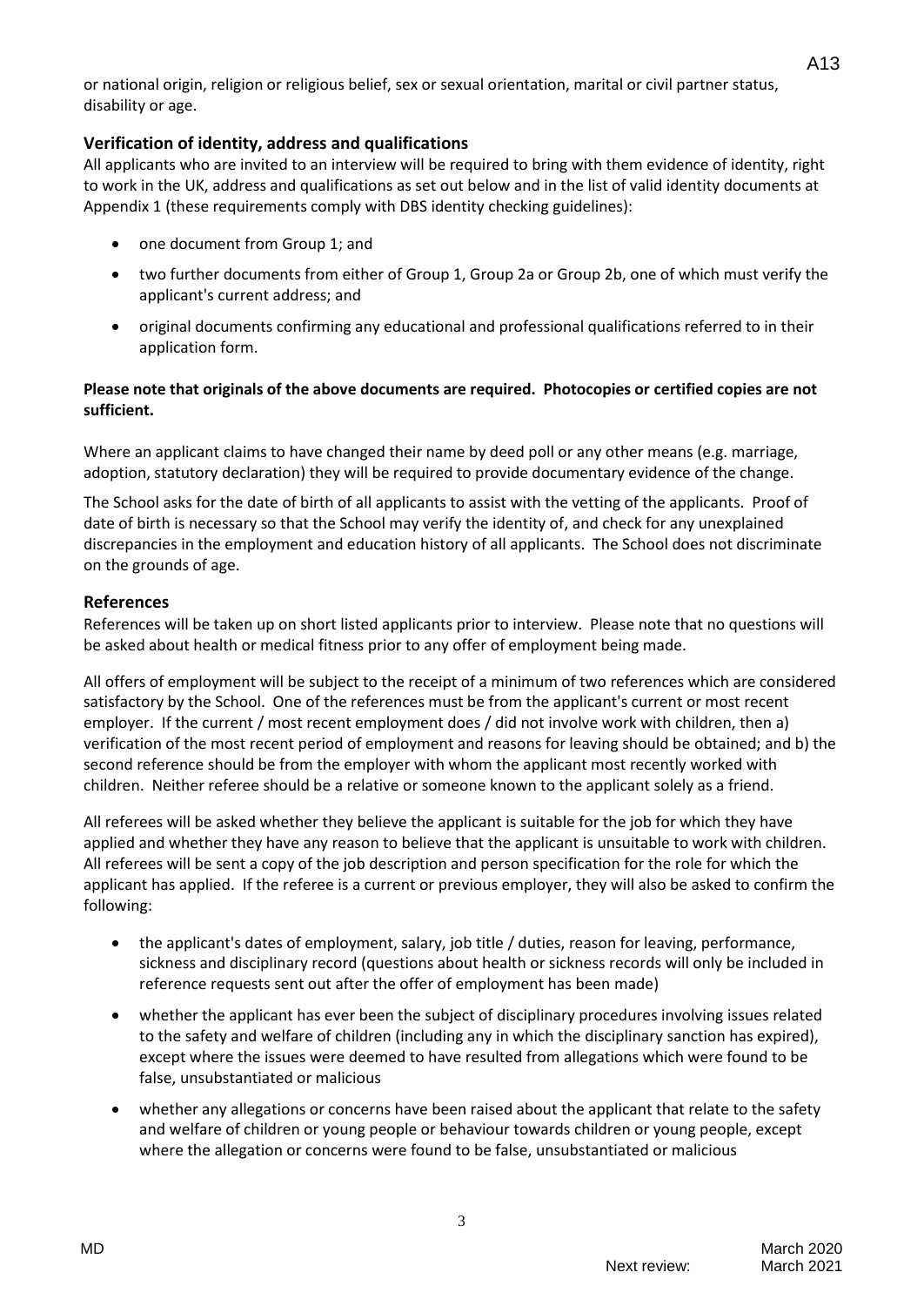or national origin, religion or religious belief, sex or sexual orientation, marital or civil partner status, disability or age.

### Verification of identity, address and qualifications

All applicants who are invited to an interview will be required to bring with them evidence of identity, right to work in the UK, address and qualifications as set out below and in the list of valid identity documents at Appendix 1 (these requirements comply with DBS identity checking guidelines):

- one document from Group 1; and
- two further documents from either of Group 1, Group 2a or Group 2b, one of which must verify the applicant's current address; and
- original documents confirming any educational and professional qualifications referred to in their application form.

**Please note that originals of the above documents are required. Photocopies or certified copies are not sufficient.**

Where an applicant claims to have changed their name by deed poll or any other means (e.g. marriage, adoption, statutory declaration) they will be required to provide documentary evidence of the change.

The School asks for the date of birth of all applicants to assist with the vetting of the applicants. Proof of date of birth is necessary so that the School may verify the identity of, and check for any unexplained discrepancies in the employment and education history of all applicants. The School does not discriminate on the grounds of age.

### References

References will be taken up on short listed applicants prior to interview. Please note that no questions will be asked about health or medical fitness prior to any offer of employment being made.

All offers of employment will be subject to the receipt of a minimum of two references which are considered satisfactory by the School. One of the references must be from the applicant's current or most recent employer. If the current / most recent employment does / did not involve work with children, then a) verification of the most recent period of employment and reasons for leaving should be obtained; and b) the second reference should be from the employer with whom the applicant most recently worked with children. Neither referee should be a relative or someone known to the applicant solely as a friend.

All referees will be asked whether they believe the applicant is suitable for the job for which they have applied and whether they have any reason to believe that the applicant is unsuitable to work with children. All referees will be sent a copy of the job description and person specification for the role for which the applicant has applied. If the referee is a current or previous employer, they will also be asked to confirm the following:

- the applicant's dates of employment, salary, job title / duties, reason for leaving, performance, sickness and disciplinary record (questions about health or sickness records will only be included in reference requests sent out after the offer of employment has been made)
- whether the applicant has ever been the subject of disciplinary procedures involving issues related to the safety and welfare of children (including any in which the disciplinary sanction has expired), except where the issues were deemed to have resulted from allegations which were found to be false, unsubstantiated or malicious
- whether any allegations or concerns have been raised about the applicant that relate to the safety and welfare of children or young people or behaviour towards children or young people, except where the allegation or concerns were found to be false, unsubstantiated or malicious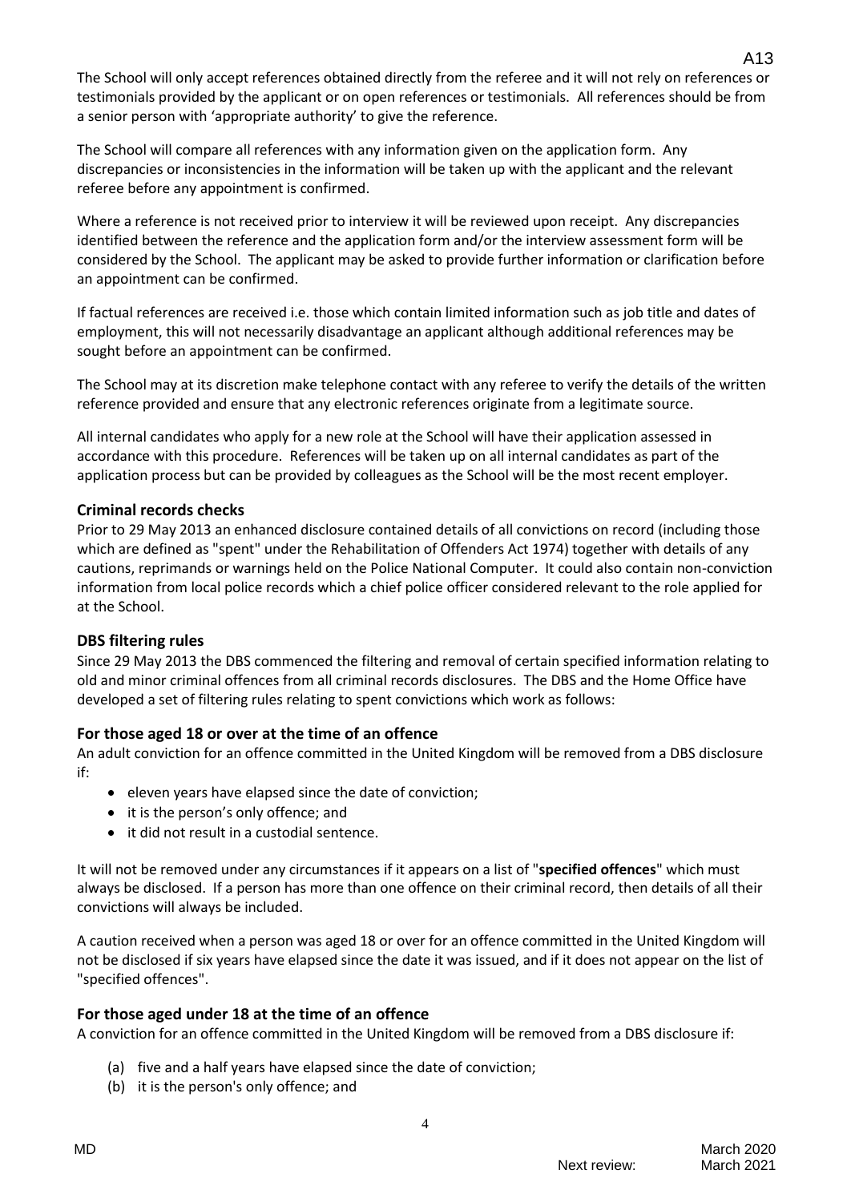The School will only accept references obtained directly from the referee and it will not rely on references or testimonials provided by the applicant or on open references or testimonials. All references should be from a senior person with 'appropriate authority' to give the reference.

The School will compare all references with any information given on the application form. Any discrepancies or inconsistencies in the information will be taken up with the applicant and the relevant referee before any appointment is confirmed.

Where a reference is not received prior to interview it will be reviewed upon receipt. Any discrepancies identified between the reference and the application form and/or the interview assessment form will be considered by the School. The applicant may be asked to provide further information or clarification before an appointment can be confirmed.

If factual references are received i.e. those which contain limited information such as job title and dates of employment, this will not necessarily disadvantage an applicant although additional references may be sought before an appointment can be confirmed.

The School may at its discretion make telephone contact with any referee to verify the details of the written reference provided and ensure that any electronic references originate from a legitimate source.

All internal candidates who apply for a new role at the School will have their application assessed in accordance with this procedure. References will be taken up on all internal candidates as part of the application process but can be provided by colleagues as the School will be the most recent employer.

### Criminal records checks

Prior to 29 May 2013 an enhanced disclosure contained details of all convictions on record (including those which are defined as "spent" under the Rehabilitation of Offenders Act 1974) together with details of any cautions, reprimands or warnings held on the Police National Computer. It could also contain non-conviction information from local police records which a chief police officer considered relevant to the role applied for at the School.

### DBS filtering rules

Since 29 May 2013 the DBS commenced the filtering and removal of certain specified information relating to old and minor criminal offences from all criminal records disclosures. The DBS and the Home Office have developed a set of filtering rules relating to spent convictions which work as follows:

### For those aged 18 or over at the time of an offence

An adult conviction for an offence committed in the United Kingdom will be removed from a DBS disclosure if:

- eleven years have elapsed since the date of conviction;
- it is the person's only offence; and
- it did not result in a custodial sentence.

It will not be removed under any circumstances if it appears on a list of "**specified offences**" which must always be disclosed. If a person has more than one offence on their criminal record, then details of all their convictions will always be included.

A caution received when a person was aged 18 or over for an offence committed in the United Kingdom will not be disclosed if six years have elapsed since the date it was issued, and if it does not appear on the list of "specified offences".

### For those aged under 18 at the time of an offence

A conviction for an offence committed in the United Kingdom will be removed from a DBS disclosure if:

(a) five and a half years have elapsed since the date of conviction;
(b) it is the person's only offence; and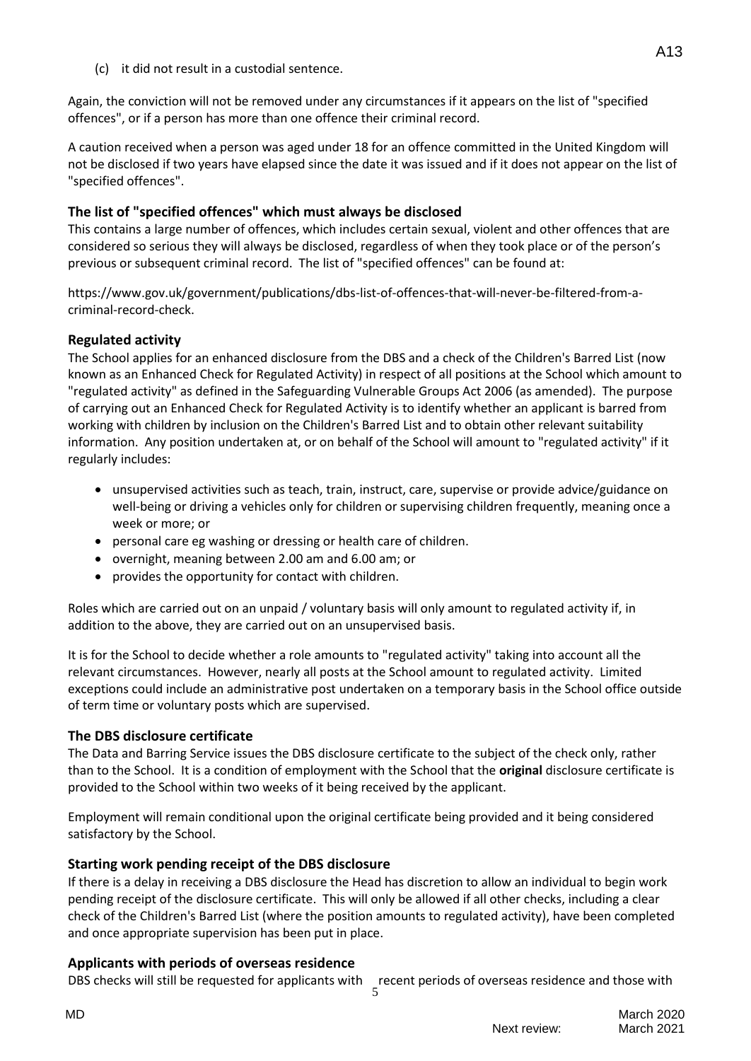(c) it did not result in a custodial sentence.

Again, the conviction will not be removed under any circumstances if it appears on the list of "specified offences", or if a person has more than one offence their criminal record.

A caution received when a person was aged under 18 for an offence committed in the United Kingdom will not be disclosed if two years have elapsed since the date it was issued and if it does not appear on the list of "specified offences".

### The list of "specified offences" which must always be disclosed

This contains a large number of offences, which includes certain sexual, violent and other offences that are considered so serious they will always be disclosed, regardless of when they took place or of the person's previous or subsequent criminal record. The list of "specified offences" can be found at:

https://www.gov.uk/government/publications/dbs-list-of-offences-that-will-never-be-filtered-from-a-criminal-record-check.

### Regulated activity

The School applies for an enhanced disclosure from the DBS and a check of the Children's Barred List (now known as an Enhanced Check for Regulated Activity) in respect of all positions at the School which amount to "regulated activity" as defined in the Safeguarding Vulnerable Groups Act 2006 (as amended). The purpose of carrying out an Enhanced Check for Regulated Activity is to identify whether an applicant is barred from working with children by inclusion on the Children's Barred List and to obtain other relevant suitability information. Any position undertaken at, or on behalf of the School will amount to "regulated activity" if it regularly includes:

- unsupervised activities such as teach, train, instruct, care, supervise or provide advice/guidance on well-being or driving a vehicles only for children or supervising children frequently, meaning once a week or more; or
- personal care eg washing or dressing or health care of children.
- overnight, meaning between 2.00 am and 6.00 am; or
- provides the opportunity for contact with children.

Roles which are carried out on an unpaid / voluntary basis will only amount to regulated activity if, in addition to the above, they are carried out on an unsupervised basis.

It is for the School to decide whether a role amounts to "regulated activity" taking into account all the relevant circumstances. However, nearly all posts at the School amount to regulated activity. Limited exceptions could include an administrative post undertaken on a temporary basis in the School office outside of term time or voluntary posts which are supervised.

### The DBS disclosure certificate

The Data and Barring Service issues the DBS disclosure certificate to the subject of the check only, rather than to the School. It is a condition of employment with the School that the **original** disclosure certificate is provided to the School within two weeks of it being received by the applicant.

Employment will remain conditional upon the original certificate being provided and it being considered satisfactory by the School.

### Starting work pending receipt of the DBS disclosure

If there is a delay in receiving a DBS disclosure the Head has discretion to allow an individual to begin work pending receipt of the disclosure certificate. This will only be allowed if all other checks, including a clear check of the Children's Barred List (where the position amounts to regulated activity), have been completed and once appropriate supervision has been put in place.

### Applicants with periods of overseas residence

DBS checks will still be requested for applicants with recent periods of overseas residence and those with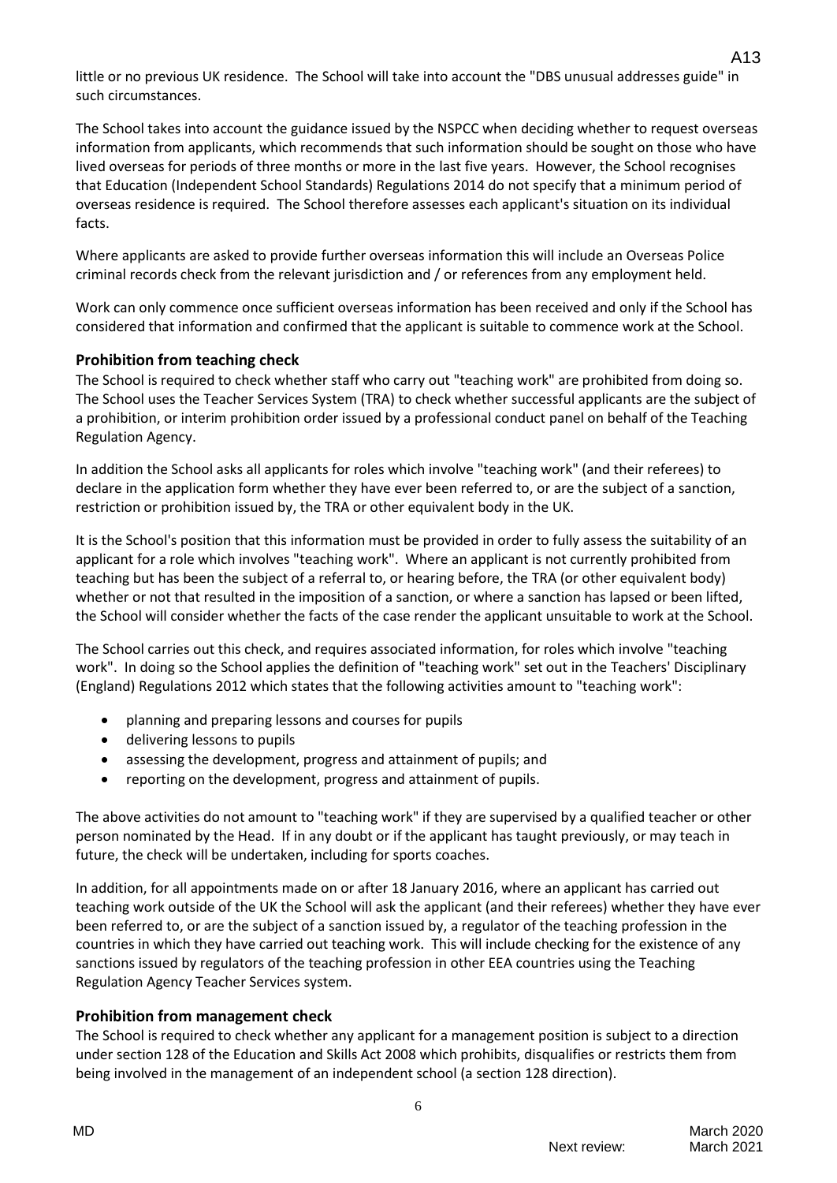little or no previous UK residence. The School will take into account the "DBS unusual addresses guide" in such circumstances.

The School takes into account the guidance issued by the NSPCC when deciding whether to request overseas information from applicants, which recommends that such information should be sought on those who have lived overseas for periods of three months or more in the last five years. However, the School recognises that Education (Independent School Standards) Regulations 2014 do not specify that a minimum period of overseas residence is required. The School therefore assesses each applicant's situation on its individual facts.

Where applicants are asked to provide further overseas information this will include an Overseas Police criminal records check from the relevant jurisdiction and / or references from any employment held.

Work can only commence once sufficient overseas information has been received and only if the School has considered that information and confirmed that the applicant is suitable to commence work at the School.

### Prohibition from teaching check

The School is required to check whether staff who carry out "teaching work" are prohibited from doing so. The School uses the Teacher Services System (TRA) to check whether successful applicants are the subject of a prohibition, or interim prohibition order issued by a professional conduct panel on behalf of the Teaching Regulation Agency.

In addition the School asks all applicants for roles which involve "teaching work" (and their referees) to declare in the application form whether they have ever been referred to, or are the subject of a sanction, restriction or prohibition issued by, the TRA or other equivalent body in the UK.

It is the School's position that this information must be provided in order to fully assess the suitability of an applicant for a role which involves "teaching work". Where an applicant is not currently prohibited from teaching but has been the subject of a referral to, or hearing before, the TRA (or other equivalent body) whether or not that resulted in the imposition of a sanction, or where a sanction has lapsed or been lifted, the School will consider whether the facts of the case render the applicant unsuitable to work at the School.

The School carries out this check, and requires associated information, for roles which involve "teaching work". In doing so the School applies the definition of "teaching work" set out in the Teachers' Disciplinary (England) Regulations 2012 which states that the following activities amount to "teaching work":

- planning and preparing lessons and courses for pupils
- delivering lessons to pupils
- assessing the development, progress and attainment of pupils; and
- reporting on the development, progress and attainment of pupils.

The above activities do not amount to "teaching work" if they are supervised by a qualified teacher or other person nominated by the Head. If in any doubt or if the applicant has taught previously, or may teach in future, the check will be undertaken, including for sports coaches.

In addition, for all appointments made on or after 18 January 2016, where an applicant has carried out teaching work outside of the UK the School will ask the applicant (and their referees) whether they have ever been referred to, or are the subject of a sanction issued by, a regulator of the teaching profession in the countries in which they have carried out teaching work. This will include checking for the existence of any sanctions issued by regulators of the teaching profession in other EEA countries using the Teaching Regulation Agency Teacher Services system.

### Prohibition from management check

The School is required to check whether any applicant for a management position is subject to a direction under section 128 of the Education and Skills Act 2008 which prohibits, disqualifies or restricts them from being involved in the management of an independent school (a section 128 direction).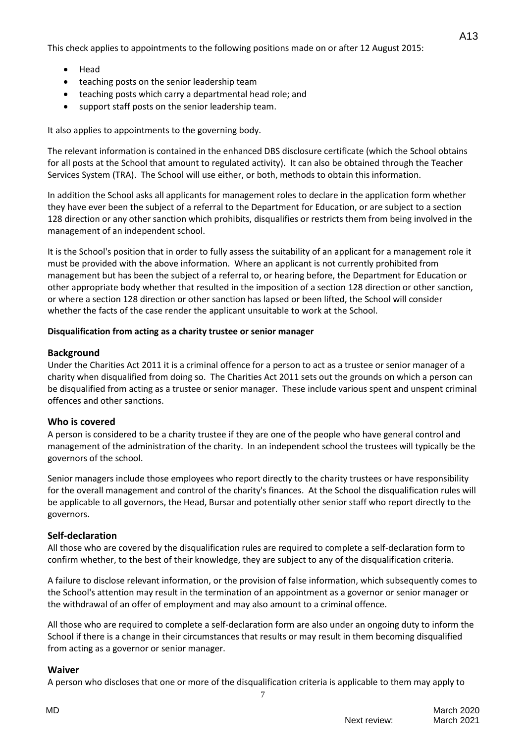This check applies to appointments to the following positions made on or after 12 August 2015:

- Head
- teaching posts on the senior leadership team
- teaching posts which carry a departmental head role; and
- support staff posts on the senior leadership team.

It also applies to appointments to the governing body.

The relevant information is contained in the enhanced DBS disclosure certificate (which the School obtains for all posts at the School that amount to regulated activity). It can also be obtained through the Teacher Services System (TRA). The School will use either, or both, methods to obtain this information.

In addition the School asks all applicants for management roles to declare in the application form whether they have ever been the subject of a referral to the Department for Education, or are subject to a section 128 direction or any other sanction which prohibits, disqualifies or restricts them from being involved in the management of an independent school.

It is the School's position that in order to fully assess the suitability of an applicant for a management role it must be provided with the above information. Where an applicant is not currently prohibited from management but has been the subject of a referral to, or hearing before, the Department for Education or other appropriate body whether that resulted in the imposition of a section 128 direction or other sanction, or where a section 128 direction or other sanction has lapsed or been lifted, the School will consider whether the facts of the case render the applicant unsuitable to work at the School.

**Disqualification from acting as a charity trustee or senior manager**

### Background

Under the Charities Act 2011 it is a criminal offence for a person to act as a trustee or senior manager of a charity when disqualified from doing so. The Charities Act 2011 sets out the grounds on which a person can be disqualified from acting as a trustee or senior manager. These include various spent and unspent criminal offences and other sanctions.

### Who is covered

A person is considered to be a charity trustee if they are one of the people who have general control and management of the administration of the charity. In an independent school the trustees will typically be the governors of the school.

Senior managers include those employees who report directly to the charity trustees or have responsibility for the overall management and control of the charity's finances. At the School the disqualification rules will be applicable to all governors, the Head, Bursar and potentially other senior staff who report directly to the governors.

### Self-declaration

All those who are covered by the disqualification rules are required to complete a self-declaration form to confirm whether, to the best of their knowledge, they are subject to any of the disqualification criteria.

A failure to disclose relevant information, or the provision of false information, which subsequently comes to the School's attention may result in the termination of an appointment as a governor or senior manager or the withdrawal of an offer of employment and may also amount to a criminal offence.

All those who are required to complete a self-declaration form are also under an ongoing duty to inform the School if there is a change in their circumstances that results or may result in them becoming disqualified from acting as a governor or senior manager.

### Waiver

A person who discloses that one or more of the disqualification criteria is applicable to them may apply to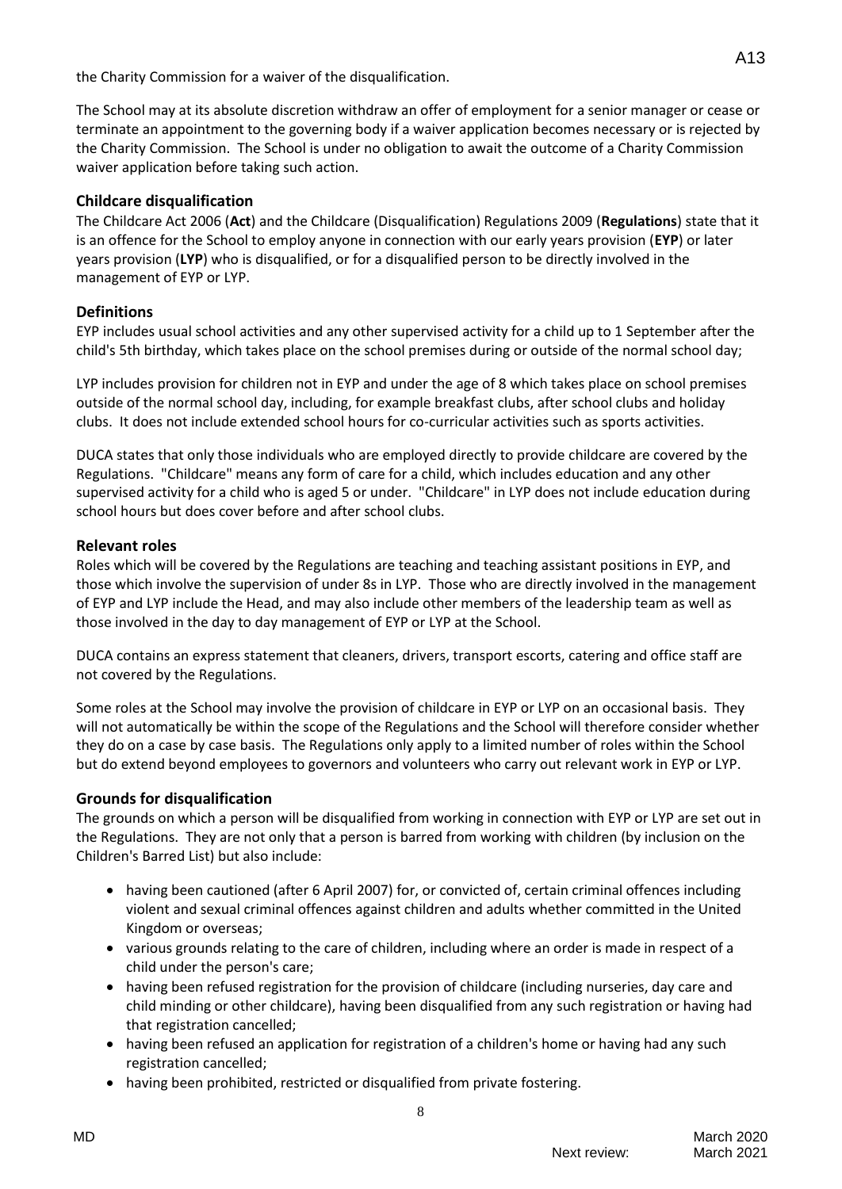the Charity Commission for a waiver of the disqualification.

The School may at its absolute discretion withdraw an offer of employment for a senior manager or cease or terminate an appointment to the governing body if a waiver application becomes necessary or is rejected by the Charity Commission. The School is under no obligation to await the outcome of a Charity Commission waiver application before taking such action.

### Childcare disqualification

The Childcare Act 2006 (**Act**) and the Childcare (Disqualification) Regulations 2009 (**Regulations**) state that it is an offence for the School to employ anyone in connection with our early years provision (**EYP**) or later years provision (**LYP**) who is disqualified, or for a disqualified person to be directly involved in the management of EYP or LYP.

### Definitions

EYP includes usual school activities and any other supervised activity for a child up to 1 September after the child's 5th birthday, which takes place on the school premises during or outside of the normal school day;

LYP includes provision for children not in EYP and under the age of 8 which takes place on school premises outside of the normal school day, including, for example breakfast clubs, after school clubs and holiday clubs. It does not include extended school hours for co-curricular activities such as sports activities.

DUCA states that only those individuals who are employed directly to provide childcare are covered by the Regulations. "Childcare" means any form of care for a child, which includes education and any other supervised activity for a child who is aged 5 or under. "Childcare" in LYP does not include education during school hours but does cover before and after school clubs.

### Relevant roles

Roles which will be covered by the Regulations are teaching and teaching assistant positions in EYP, and those which involve the supervision of under 8s in LYP. Those who are directly involved in the management of EYP and LYP include the Head, and may also include other members of the leadership team as well as those involved in the day to day management of EYP or LYP at the School.

DUCA contains an express statement that cleaners, drivers, transport escorts, catering and office staff are not covered by the Regulations.

Some roles at the School may involve the provision of childcare in EYP or LYP on an occasional basis. They will not automatically be within the scope of the Regulations and the School will therefore consider whether they do on a case by case basis. The Regulations only apply to a limited number of roles within the School but do extend beyond employees to governors and volunteers who carry out relevant work in EYP or LYP.

### Grounds for disqualification

The grounds on which a person will be disqualified from working in connection with EYP or LYP are set out in the Regulations. They are not only that a person is barred from working with children (by inclusion on the Children's Barred List) but also include:

- having been cautioned (after 6 April 2007) for, or convicted of, certain criminal offences including violent and sexual criminal offences against children and adults whether committed in the United Kingdom or overseas;
- various grounds relating to the care of children, including where an order is made in respect of a child under the person's care;
- having been refused registration for the provision of childcare (including nurseries, day care and child minding or other childcare), having been disqualified from any such registration or having had that registration cancelled;
- having been refused an application for registration of a children's home or having had any such registration cancelled;
- having been prohibited, restricted or disqualified from private fostering.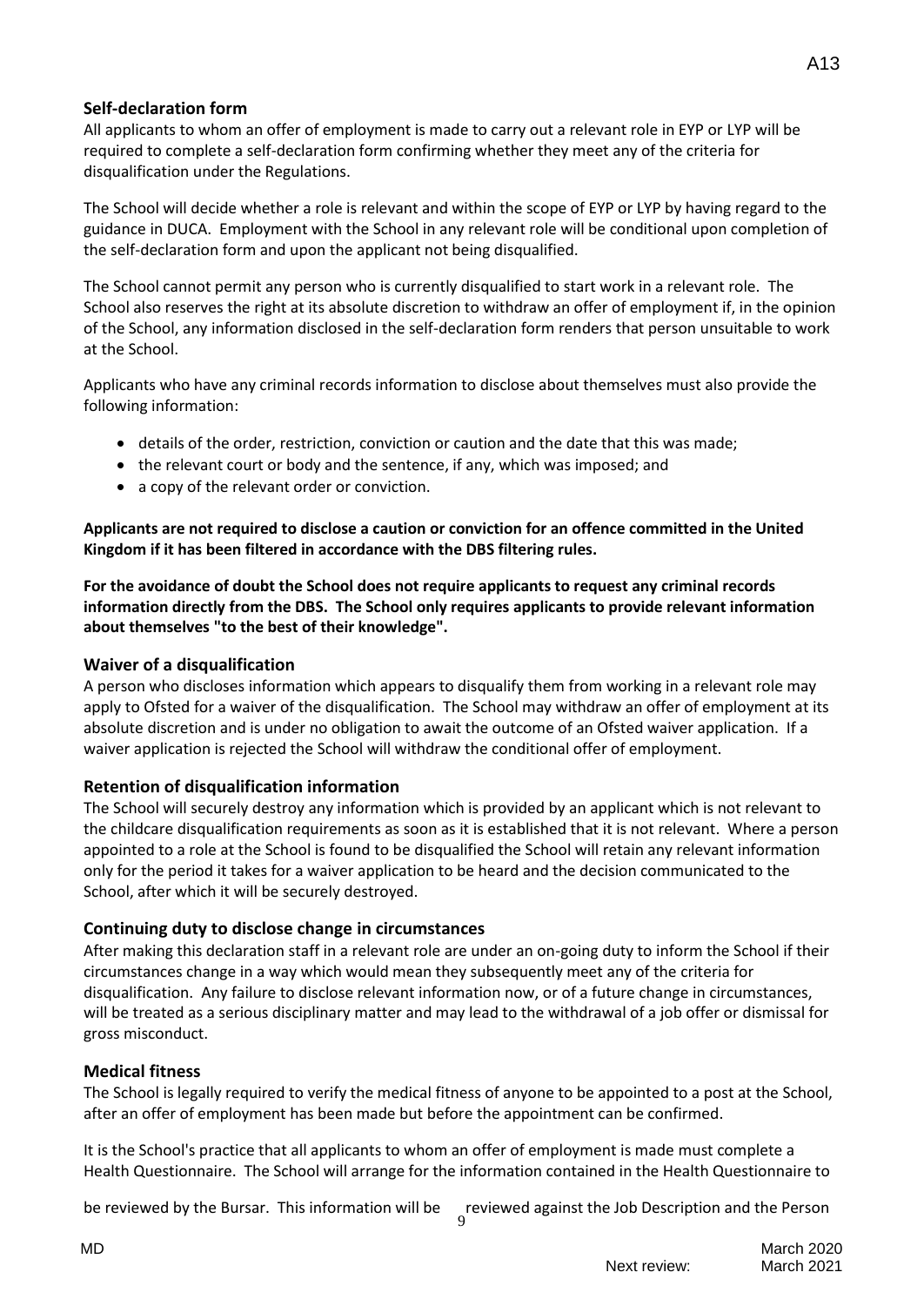## Self-declaration form

All applicants to whom an offer of employment is made to carry out a relevant role in EYP or LYP will be required to complete a self-declaration form confirming whether they meet any of the criteria for disqualification under the Regulations.

The School will decide whether a role is relevant and within the scope of EYP or LYP by having regard to the guidance in DUCA. Employment with the School in any relevant role will be conditional upon completion of the self-declaration form and upon the applicant not being disqualified.

The School cannot permit any person who is currently disqualified to start work in a relevant role. The School also reserves the right at its absolute discretion to withdraw an offer of employment if, in the opinion of the School, any information disclosed in the self-declaration form renders that person unsuitable to work at the School.

Applicants who have any criminal records information to disclose about themselves must also provide the following information:

- details of the order, restriction, conviction or caution and the date that this was made;
- the relevant court or body and the sentence, if any, which was imposed; and
- a copy of the relevant order or conviction.

**Applicants are not required to disclose a caution or conviction for an offence committed in the United Kingdom if it has been filtered in accordance with the DBS filtering rules.**

**For the avoidance of doubt the School does not require applicants to request any criminal records information directly from the DBS. The School only requires applicants to provide relevant information about themselves "to the best of their knowledge".**

## Waiver of a disqualification

A person who discloses information which appears to disqualify them from working in a relevant role may apply to Ofsted for a waiver of the disqualification. The School may withdraw an offer of employment at its absolute discretion and is under no obligation to await the outcome of an Ofsted waiver application. If a waiver application is rejected the School will withdraw the conditional offer of employment.

## Retention of disqualification information

The School will securely destroy any information which is provided by an applicant which is not relevant to the childcare disqualification requirements as soon as it is established that it is not relevant. Where a person appointed to a role at the School is found to be disqualified the School will retain any relevant information only for the period it takes for a waiver application to be heard and the decision communicated to the School, after which it will be securely destroyed.

## Continuing duty to disclose change in circumstances

After making this declaration staff in a relevant role are under an on-going duty to inform the School if their circumstances change in a way which would mean they subsequently meet any of the criteria for disqualification. Any failure to disclose relevant information now, or of a future change in circumstances, will be treated as a serious disciplinary matter and may lead to the withdrawal of a job offer or dismissal for gross misconduct.

## Medical fitness

The School is legally required to verify the medical fitness of anyone to be appointed to a post at the School, after an offer of employment has been made but before the appointment can be confirmed.

It is the School's practice that all applicants to whom an offer of employment is made must complete a Health Questionnaire. The School will arrange for the information contained in the Health Questionnaire to be reviewed by the Bursar. This information will be reviewed against the Job Description and the Person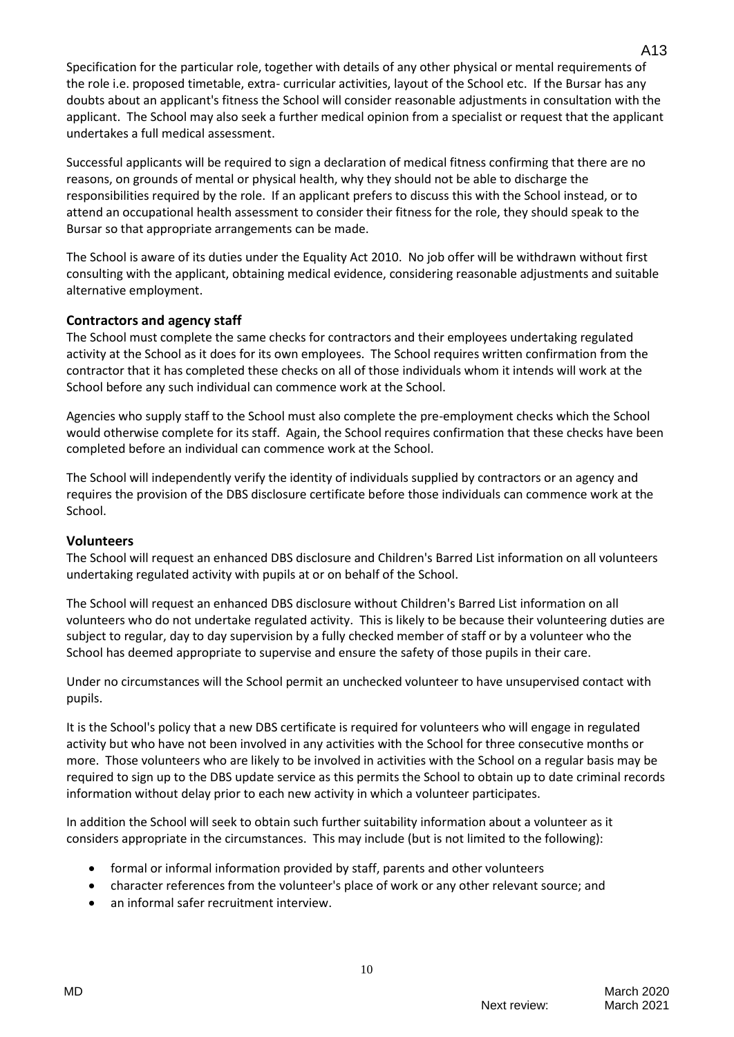Specification for the particular role, together with details of any other physical or mental requirements of the role i.e. proposed timetable, extra- curricular activities, layout of the School etc. If the Bursar has any doubts about an applicant's fitness the School will consider reasonable adjustments in consultation with the applicant. The School may also seek a further medical opinion from a specialist or request that the applicant undertakes a full medical assessment.

Successful applicants will be required to sign a declaration of medical fitness confirming that there are no reasons, on grounds of mental or physical health, why they should not be able to discharge the responsibilities required by the role. If an applicant prefers to discuss this with the School instead, or to attend an occupational health assessment to consider their fitness for the role, they should speak to the Bursar so that appropriate arrangements can be made.

The School is aware of its duties under the Equality Act 2010. No job offer will be withdrawn without first consulting with the applicant, obtaining medical evidence, considering reasonable adjustments and suitable alternative employment.

### Contractors and agency staff

The School must complete the same checks for contractors and their employees undertaking regulated activity at the School as it does for its own employees. The School requires written confirmation from the contractor that it has completed these checks on all of those individuals whom it intends will work at the School before any such individual can commence work at the School.

Agencies who supply staff to the School must also complete the pre-employment checks which the School would otherwise complete for its staff. Again, the School requires confirmation that these checks have been completed before an individual can commence work at the School.

The School will independently verify the identity of individuals supplied by contractors or an agency and requires the provision of the DBS disclosure certificate before those individuals can commence work at the School.

### Volunteers

The School will request an enhanced DBS disclosure and Children's Barred List information on all volunteers undertaking regulated activity with pupils at or on behalf of the School.

The School will request an enhanced DBS disclosure without Children's Barred List information on all volunteers who do not undertake regulated activity. This is likely to be because their volunteering duties are subject to regular, day to day supervision by a fully checked member of staff or by a volunteer who the School has deemed appropriate to supervise and ensure the safety of those pupils in their care.

Under no circumstances will the School permit an unchecked volunteer to have unsupervised contact with pupils.

It is the School's policy that a new DBS certificate is required for volunteers who will engage in regulated activity but who have not been involved in any activities with the School for three consecutive months or more. Those volunteers who are likely to be involved in activities with the School on a regular basis may be required to sign up to the DBS update service as this permits the School to obtain up to date criminal records information without delay prior to each new activity in which a volunteer participates.

In addition the School will seek to obtain such further suitability information about a volunteer as it considers appropriate in the circumstances. This may include (but is not limited to the following):

- formal or informal information provided by staff, parents and other volunteers
- character references from the volunteer's place of work or any other relevant source; and
- an informal safer recruitment interview.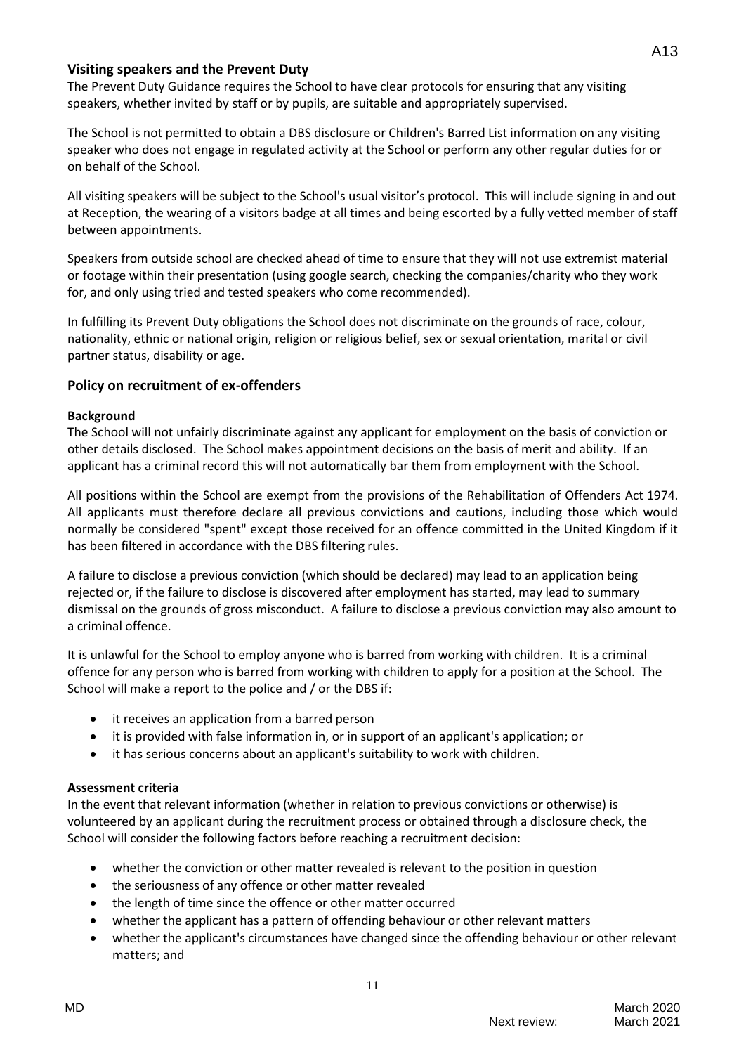## Visiting speakers and the Prevent Duty

The Prevent Duty Guidance requires the School to have clear protocols for ensuring that any visiting speakers, whether invited by staff or by pupils, are suitable and appropriately supervised.

The School is not permitted to obtain a DBS disclosure or Children's Barred List information on any visiting speaker who does not engage in regulated activity at the School or perform any other regular duties for or on behalf of the School.

All visiting speakers will be subject to the School's usual visitor's protocol. This will include signing in and out at Reception, the wearing of a visitors badge at all times and being escorted by a fully vetted member of staff between appointments.

Speakers from outside school are checked ahead of time to ensure that they will not use extremist material or footage within their presentation (using google search, checking the companies/charity who they work for, and only using tried and tested speakers who come recommended).

In fulfilling its Prevent Duty obligations the School does not discriminate on the grounds of race, colour, nationality, ethnic or national origin, religion or religious belief, sex or sexual orientation, marital or civil partner status, disability or age.

## Policy on recruitment of ex-offenders

### Background

The School will not unfairly discriminate against any applicant for employment on the basis of conviction or other details disclosed. The School makes appointment decisions on the basis of merit and ability. If an applicant has a criminal record this will not automatically bar them from employment with the School.

All positions within the School are exempt from the provisions of the Rehabilitation of Offenders Act 1974. All applicants must therefore declare all previous convictions and cautions, including those which would normally be considered "spent" except those received for an offence committed in the United Kingdom if it has been filtered in accordance with the DBS filtering rules.

A failure to disclose a previous conviction (which should be declared) may lead to an application being rejected or, if the failure to disclose is discovered after employment has started, may lead to summary dismissal on the grounds of gross misconduct. A failure to disclose a previous conviction may also amount to a criminal offence.

It is unlawful for the School to employ anyone who is barred from working with children. It is a criminal offence for any person who is barred from working with children to apply for a position at the School. The School will make a report to the police and / or the DBS if:

- it receives an application from a barred person
- it is provided with false information in, or in support of an applicant's application; or
- it has serious concerns about an applicant's suitability to work with children.

### Assessment criteria

In the event that relevant information (whether in relation to previous convictions or otherwise) is volunteered by an applicant during the recruitment process or obtained through a disclosure check, the School will consider the following factors before reaching a recruitment decision:

- whether the conviction or other matter revealed is relevant to the position in question
- the seriousness of any offence or other matter revealed
- the length of time since the offence or other matter occurred
- whether the applicant has a pattern of offending behaviour or other relevant matters
- whether the applicant's circumstances have changed since the offending behaviour or other relevant matters; and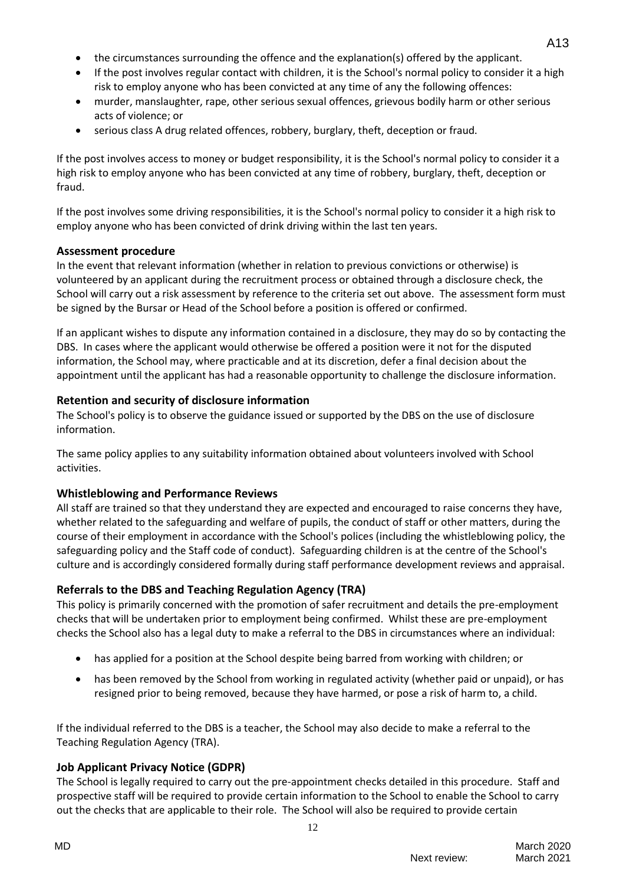- the circumstances surrounding the offence and the explanation(s) offered by the applicant.
- If the post involves regular contact with children, it is the School's normal policy to consider it a high risk to employ anyone who has been convicted at any time of any the following offences:
- murder, manslaughter, rape, other serious sexual offences, grievous bodily harm or other serious acts of violence; or
- serious class A drug related offences, robbery, burglary, theft, deception or fraud.

If the post involves access to money or budget responsibility, it is the School's normal policy to consider it a high risk to employ anyone who has been convicted at any time of robbery, burglary, theft, deception or fraud.

If the post involves some driving responsibilities, it is the School's normal policy to consider it a high risk to employ anyone who has been convicted of drink driving within the last ten years.

### Assessment procedure

In the event that relevant information (whether in relation to previous convictions or otherwise) is volunteered by an applicant during the recruitment process or obtained through a disclosure check, the School will carry out a risk assessment by reference to the criteria set out above. The assessment form must be signed by the Bursar or Head of the School before a position is offered or confirmed.

If an applicant wishes to dispute any information contained in a disclosure, they may do so by contacting the DBS. In cases where the applicant would otherwise be offered a position were it not for the disputed information, the School may, where practicable and at its discretion, defer a final decision about the appointment until the applicant has had a reasonable opportunity to challenge the disclosure information.

### Retention and security of disclosure information

The School's policy is to observe the guidance issued or supported by the DBS on the use of disclosure information.

The same policy applies to any suitability information obtained about volunteers involved with School activities.

### Whistleblowing and Performance Reviews

All staff are trained so that they understand they are expected and encouraged to raise concerns they have, whether related to the safeguarding and welfare of pupils, the conduct of staff or other matters, during the course of their employment in accordance with the School's polices (including the whistleblowing policy, the safeguarding policy and the Staff code of conduct). Safeguarding children is at the centre of the School's culture and is accordingly considered formally during staff performance development reviews and appraisal.

### Referrals to the DBS and Teaching Regulation Agency (TRA)

This policy is primarily concerned with the promotion of safer recruitment and details the pre-employment checks that will be undertaken prior to employment being confirmed. Whilst these are pre-employment checks the School also has a legal duty to make a referral to the DBS in circumstances where an individual:

- has applied for a position at the School despite being barred from working with children; or
- has been removed by the School from working in regulated activity (whether paid or unpaid), or has resigned prior to being removed, because they have harmed, or pose a risk of harm to, a child.

If the individual referred to the DBS is a teacher, the School may also decide to make a referral to the Teaching Regulation Agency (TRA).

### Job Applicant Privacy Notice (GDPR)

The School is legally required to carry out the pre-appointment checks detailed in this procedure. Staff and prospective staff will be required to provide certain information to the School to enable the School to carry out the checks that are applicable to their role. The School will also be required to provide certain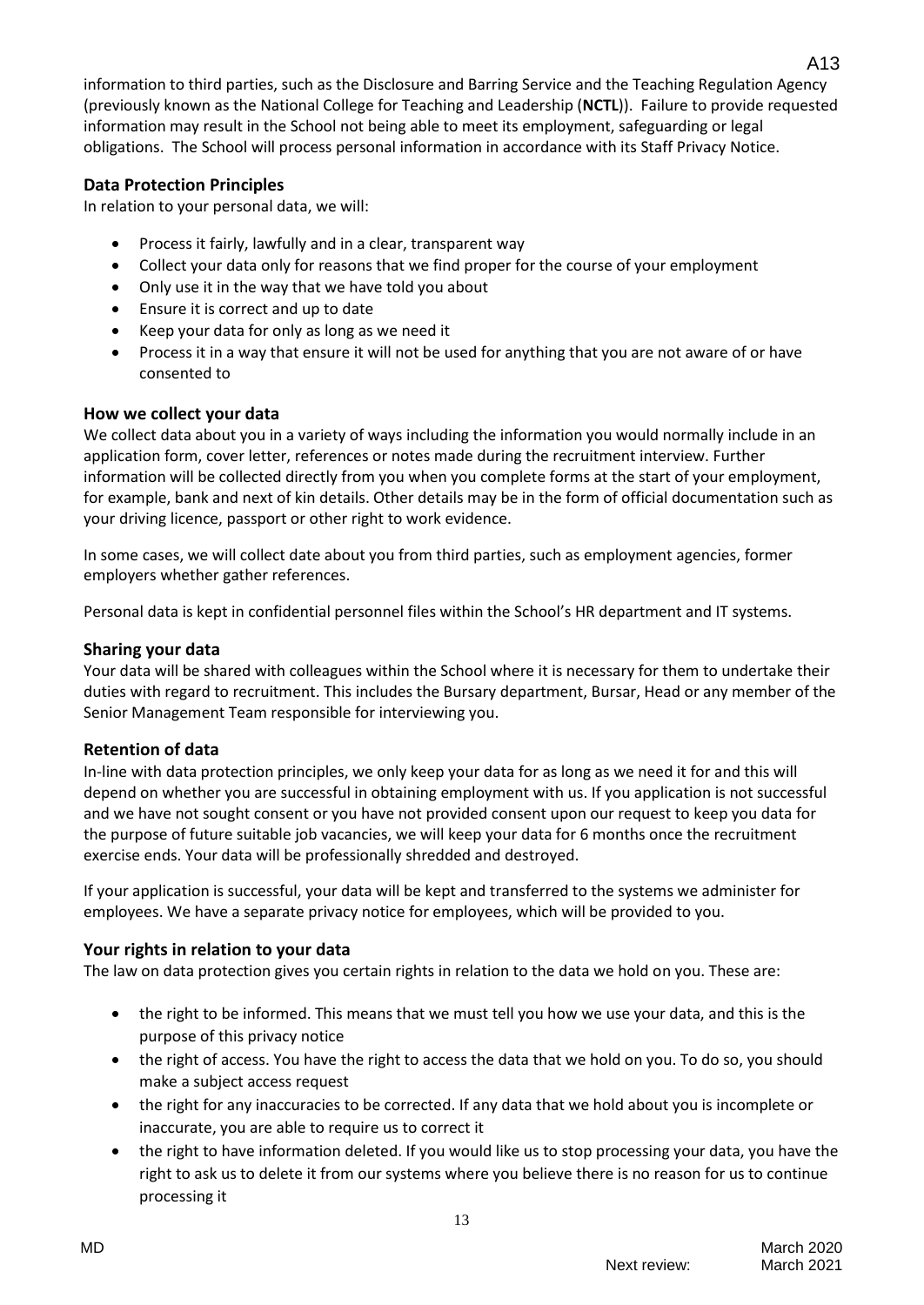information to third parties, such as the Disclosure and Barring Service and the Teaching Regulation Agency (previously known as the National College for Teaching and Leadership (**NCTL**)). Failure to provide requested information may result in the School not being able to meet its employment, safeguarding or legal obligations. The School will process personal information in accordance with its Staff Privacy Notice.

### Data Protection Principles

In relation to your personal data, we will:

- Process it fairly, lawfully and in a clear, transparent way
- Collect your data only for reasons that we find proper for the course of your employment
- Only use it in the way that we have told you about
- Ensure it is correct and up to date
- Keep your data for only as long as we need it
- Process it in a way that ensure it will not be used for anything that you are not aware of or have consented to

### How we collect your data

We collect data about you in a variety of ways including the information you would normally include in an application form, cover letter, references or notes made during the recruitment interview. Further information will be collected directly from you when you complete forms at the start of your employment, for example, bank and next of kin details. Other details may be in the form of official documentation such as your driving licence, passport or other right to work evidence.

In some cases, we will collect date about you from third parties, such as employment agencies, former employers whether gather references.

Personal data is kept in confidential personnel files within the School's HR department and IT systems.

### Sharing your data

Your data will be shared with colleagues within the School where it is necessary for them to undertake their duties with regard to recruitment. This includes the Bursary department, Bursar, Head or any member of the Senior Management Team responsible for interviewing you.

### Retention of data

In-line with data protection principles, we only keep your data for as long as we need it for and this will depend on whether you are successful in obtaining employment with us. If you application is not successful and we have not sought consent or you have not provided consent upon our request to keep you data for the purpose of future suitable job vacancies, we will keep your data for 6 months once the recruitment exercise ends. Your data will be professionally shredded and destroyed.

If your application is successful, your data will be kept and transferred to the systems we administer for employees. We have a separate privacy notice for employees, which will be provided to you.

### Your rights in relation to your data

The law on data protection gives you certain rights in relation to the data we hold on you. These are:

- the right to be informed. This means that we must tell you how we use your data, and this is the purpose of this privacy notice
- the right of access. You have the right to access the data that we hold on you. To do so, you should make a subject access request
- the right for any inaccuracies to be corrected. If any data that we hold about you is incomplete or inaccurate, you are able to require us to correct it
- the right to have information deleted. If you would like us to stop processing your data, you have the right to ask us to delete it from our systems where you believe there is no reason for us to continue processing it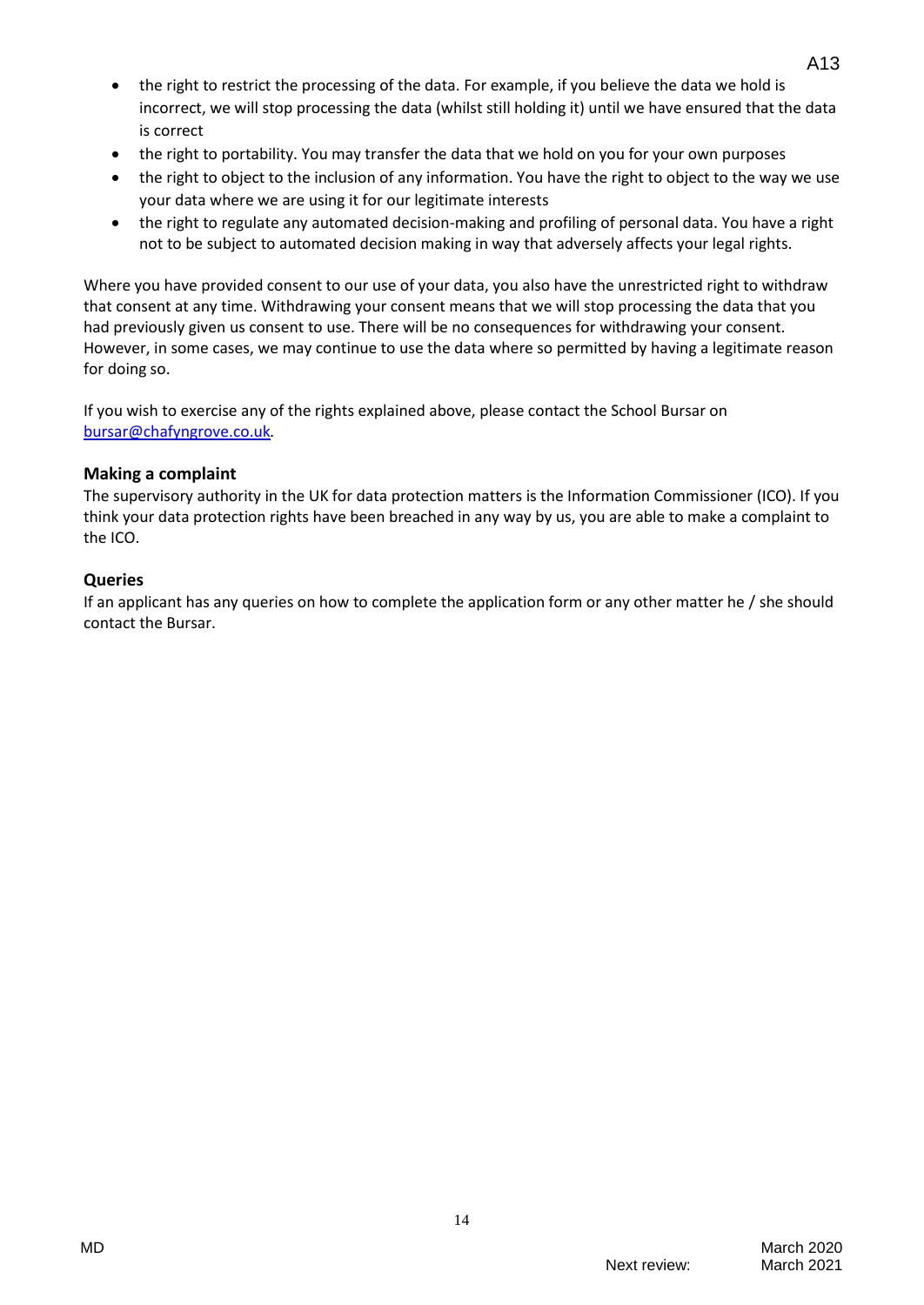- the right to restrict the processing of the data. For example, if you believe the data we hold is incorrect, we will stop processing the data (whilst still holding it) until we have ensured that the data is correct
- the right to portability. You may transfer the data that we hold on you for your own purposes
- the right to object to the inclusion of any information. You have the right to object to the way we use your data where we are using it for our legitimate interests
- the right to regulate any automated decision-making and profiling of personal data. You have a right not to be subject to automated decision making in way that adversely affects your legal rights.

Where you have provided consent to our use of your data, you also have the unrestricted right to withdraw that consent at any time. Withdrawing your consent means that we will stop processing the data that you had previously given us consent to use. There will be no consequences for withdrawing your consent. However, in some cases, we may continue to use the data where so permitted by having a legitimate reason for doing so.

If you wish to exercise any of the rights explained above, please contact the School Bursar on bursar@chafyngrove.co.uk.

### Making a complaint

The supervisory authority in the UK for data protection matters is the Information Commissioner (ICO). If you think your data protection rights have been breached in any way by us, you are able to make a complaint to the ICO.

### Queries

If an applicant has any queries on how to complete the application form or any other matter he / she should contact the Bursar.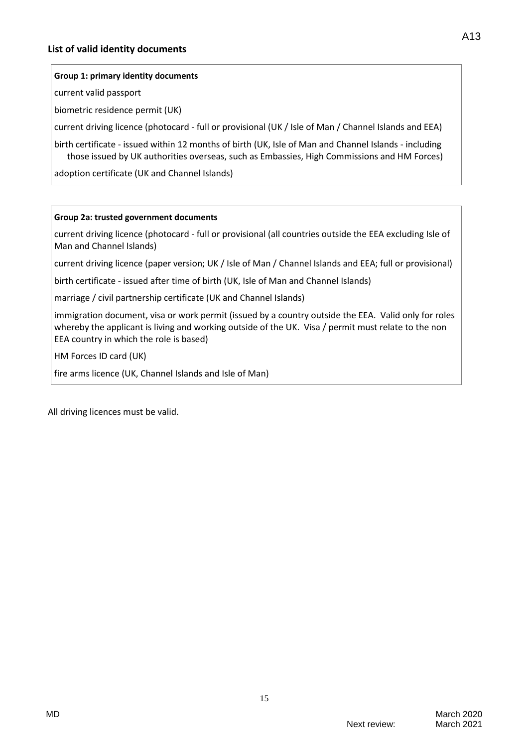## List of valid identity documents

**Group 1: primary identity documents**

current valid passport

biometric residence permit (UK)

current driving licence (photocard - full or provisional (UK / Isle of Man / Channel Islands and EEA)

birth certificate - issued within 12 months of birth (UK, Isle of Man and Channel Islands - including those issued by UK authorities overseas, such as Embassies, High Commissions and HM Forces)

adoption certificate (UK and Channel Islands)

**Group 2a: trusted government documents**

current driving licence (photocard - full or provisional (all countries outside the EEA excluding Isle of Man and Channel Islands)

current driving licence (paper version; UK / Isle of Man / Channel Islands and EEA; full or provisional)

birth certificate - issued after time of birth (UK, Isle of Man and Channel Islands)

marriage / civil partnership certificate (UK and Channel Islands)

immigration document, visa or work permit (issued by a country outside the EEA. Valid only for roles whereby the applicant is living and working outside of the UK. Visa / permit must relate to the non EEA country in which the role is based)

HM Forces ID card (UK)

fire arms licence (UK, Channel Islands and Isle of Man)

All driving licences must be valid.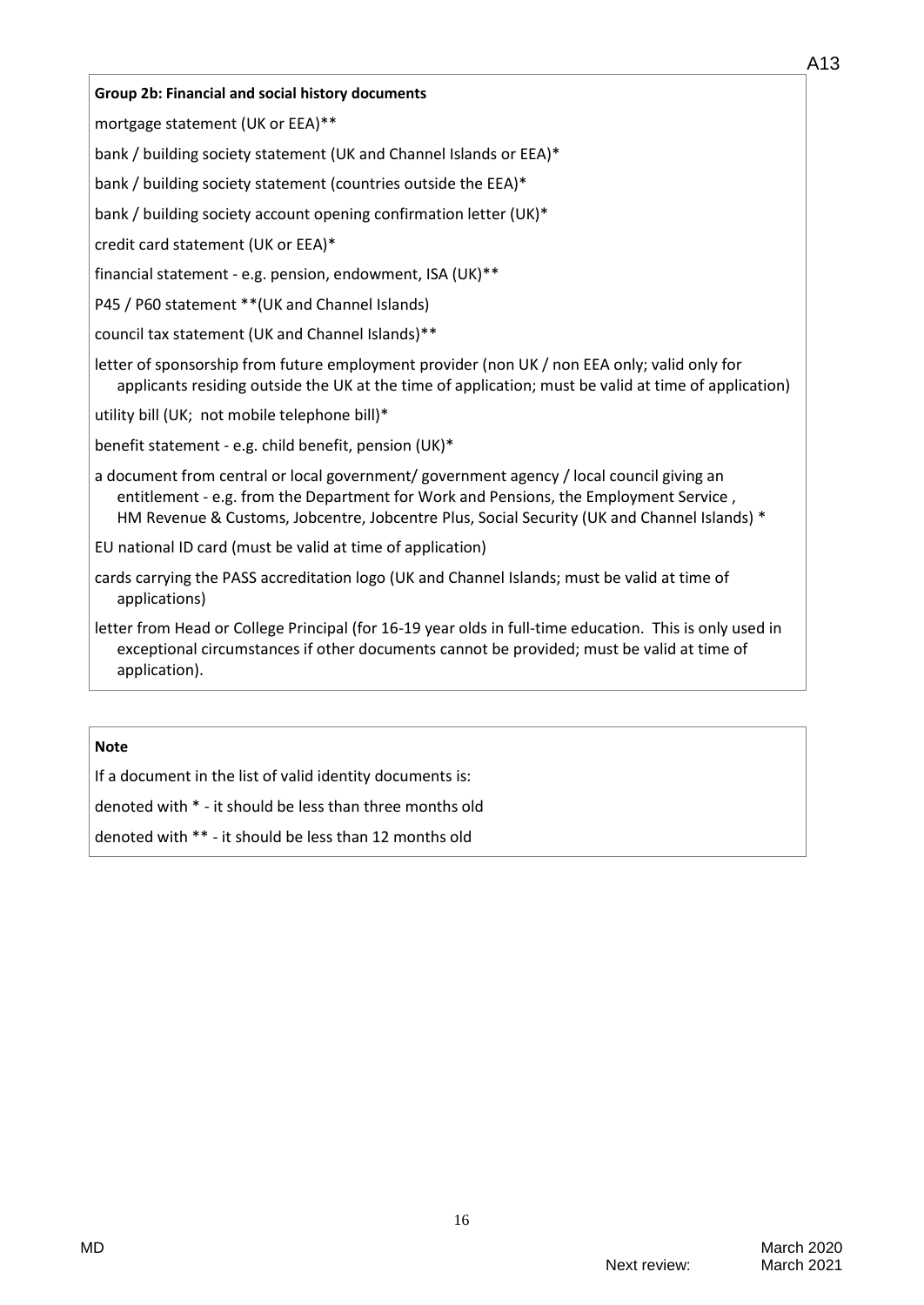**Group 2b: Financial and social history documents**

mortgage statement (UK or EEA)**

bank / building society statement (UK and Channel Islands or EEA)*

bank / building society statement (countries outside the EEA)*

bank / building society account opening confirmation letter (UK)*

credit card statement (UK or EEA)*

financial statement - e.g. pension, endowment, ISA (UK)**

P45 / P60 statement **(UK and Channel Islands)

council tax statement (UK and Channel Islands)**

letter of sponsorship from future employment provider (non UK / non EEA only; valid only for applicants residing outside the UK at the time of application; must be valid at time of application)

utility bill (UK; not mobile telephone bill)*

benefit statement - e.g. child benefit, pension (UK)*

a document from central or local government/ government agency / local council giving an entitlement - e.g. from the Department for Work and Pensions, the Employment Service , HM Revenue & Customs, Jobcentre, Jobcentre Plus, Social Security (UK and Channel Islands) *

EU national ID card (must be valid at time of application)

cards carrying the PASS accreditation logo (UK and Channel Islands; must be valid at time of applications)

letter from Head or College Principal (for 16-19 year olds in full-time education. This is only used in exceptional circumstances if other documents cannot be provided; must be valid at time of application).

**Note**

If a document in the list of valid identity documents is:

denoted with * - it should be less than three months old

denoted with ** - it should be less than 12 months old